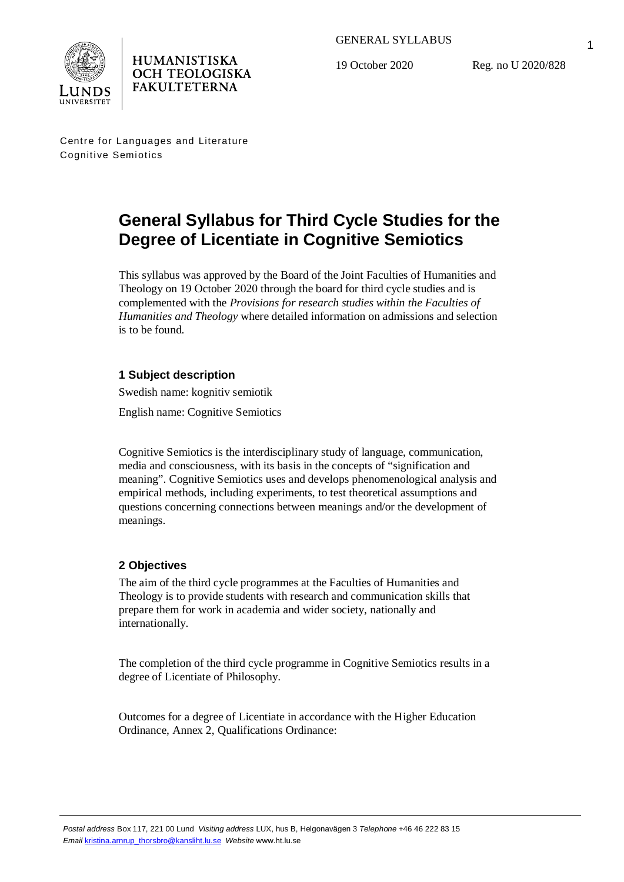HUMANISTISKA OCH TEOLOGISKA FAKULTETERNA

GENERAL SYLLABUS

19 October 2020

Reg. no U 2020/828

Centre for Languages and Literature
Cognitive Semiotics

# General Syllabus for Third Cycle Studies for the Degree of Licentiate in Cognitive Semiotics

This syllabus was approved by the Board of the Joint Faculties of Humanities and Theology on 19 October 2020 through the board for third cycle studies and is complemented with the *Provisions for research studies within the Faculties of Humanities and Theology* where detailed information on admissions and selection is to be found.

## 1 Subject description

Swedish name: kognitiv semiotik

English name: Cognitive Semiotics

Cognitive Semiotics is the interdisciplinary study of language, communication, media and consciousness, with its basis in the concepts of "signification and meaning". Cognitive Semiotics uses and develops phenomenological analysis and empirical methods, including experiments, to test theoretical assumptions and questions concerning connections between meanings and/or the development of meanings.

## 2 Objectives

The aim of the third cycle programmes at the Faculties of Humanities and Theology is to provide students with research and communication skills that prepare them for work in academia and wider society, nationally and internationally.

The completion of the third cycle programme in Cognitive Semiotics results in a degree of Licentiate of Philosophy.

Outcomes for a degree of Licentiate in accordance with the Higher Education Ordinance, Annex 2, Qualifications Ordinance:

*Postal address* Box 117, 221 00 Lund *Visiting address* LUX, hus B, Helgonavägen 3 *Telephone* +46 46 222 83 15
*Email* kristina.arnrup_thorsbro@kansliht.lu.se *Website* www.ht.lu.se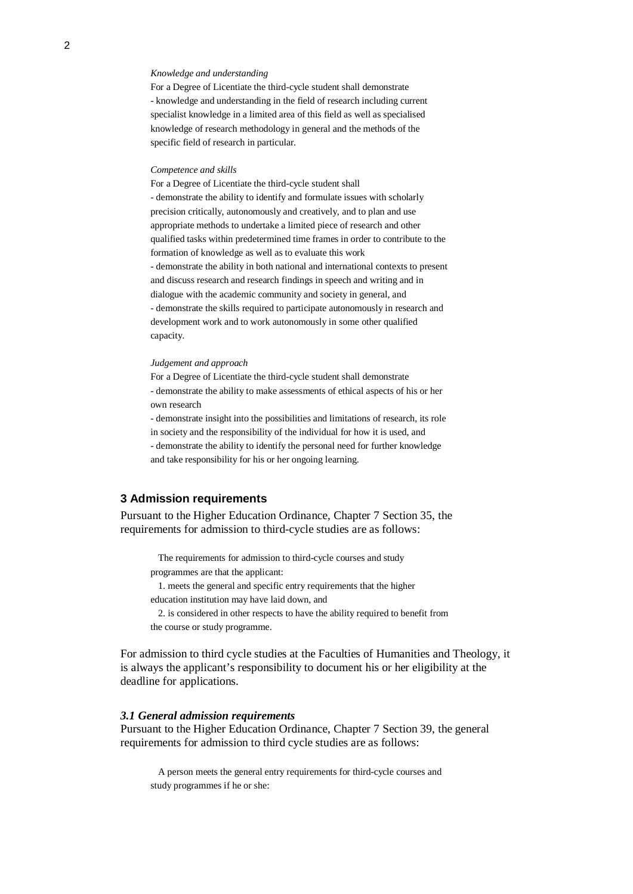*Knowledge and understanding*

For a Degree of Licentiate the third-cycle student shall demonstrate
- knowledge and understanding in the field of research including current specialist knowledge in a limited area of this field as well as specialised knowledge of research methodology in general and the methods of the specific field of research in particular.

*Competence and skills*

For a Degree of Licentiate the third-cycle student shall
- demonstrate the ability to identify and formulate issues with scholarly precision critically, autonomously and creatively, and to plan and use appropriate methods to undertake a limited piece of research and other qualified tasks within predetermined time frames in order to contribute to the formation of knowledge as well as to evaluate this work
- demonstrate the ability in both national and international contexts to present and discuss research and research findings in speech and writing and in dialogue with the academic community and society in general, and
- demonstrate the skills required to participate autonomously in research and development work and to work autonomously in some other qualified capacity.

*Judgement and approach*

For a Degree of Licentiate the third-cycle student shall demonstrate
- demonstrate the ability to make assessments of ethical aspects of his or her own research
- demonstrate insight into the possibilities and limitations of research, its role in society and the responsibility of the individual for how it is used, and
- demonstrate the ability to identify the personal need for further knowledge and take responsibility for his or her ongoing learning.

## 3 Admission requirements

Pursuant to the Higher Education Ordinance, Chapter 7 Section 35, the requirements for admission to third-cycle studies are as follows:

> The requirements for admission to third-cycle courses and study programmes are that the applicant:
> 1. meets the general and specific entry requirements that the higher education institution may have laid down, and
> 2. is considered in other respects to have the ability required to benefit from the course or study programme.

For admission to third cycle studies at the Faculties of Humanities and Theology, it is always the applicant's responsibility to document his or her eligibility at the deadline for applications.

### *3.1 General admission requirements*

Pursuant to the Higher Education Ordinance, Chapter 7 Section 39, the general requirements for admission to third cycle studies are as follows:

> A person meets the general entry requirements for third-cycle courses and study programmes if he or she: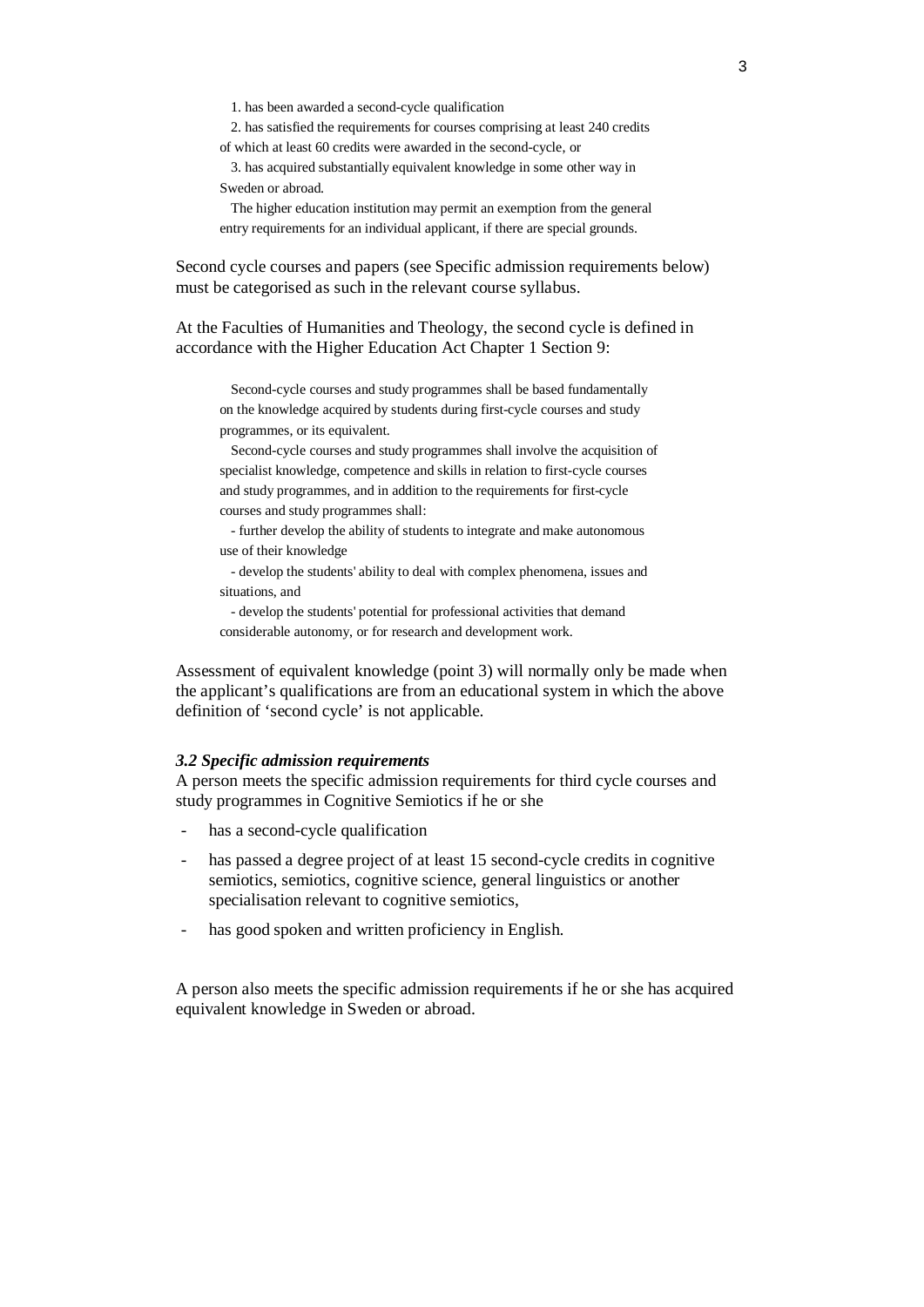1. has been awarded a second-cycle qualification
2. has satisfied the requirements for courses comprising at least 240 credits of which at least 60 credits were awarded in the second-cycle, or
3. has acquired substantially equivalent knowledge in some other way in Sweden or abroad.

> The higher education institution may permit an exemption from the general entry requirements for an individual applicant, if there are special grounds.

Second cycle courses and papers (see Specific admission requirements below) must be categorised as such in the relevant course syllabus.

At the Faculties of Humanities and Theology, the second cycle is defined in accordance with the Higher Education Act Chapter 1 Section 9:

> Second-cycle courses and study programmes shall be based fundamentally on the knowledge acquired by students during first-cycle courses and study programmes, or its equivalent.
>
> Second-cycle courses and study programmes shall involve the acquisition of specialist knowledge, competence and skills in relation to first-cycle courses and study programmes, and in addition to the requirements for first-cycle courses and study programmes shall:
>
> - further develop the ability of students to integrate and make autonomous use of their knowledge
> - develop the students' ability to deal with complex phenomena, issues and situations, and
> - develop the students' potential for professional activities that demand considerable autonomy, or for research and development work.

Assessment of equivalent knowledge (point 3) will normally only be made when the applicant's qualifications are from an educational system in which the above definition of 'second cycle' is not applicable.

### *3.2 Specific admission requirements*

A person meets the specific admission requirements for third cycle courses and study programmes in Cognitive Semiotics if he or she

- has a second-cycle qualification
- has passed a degree project of at least 15 second-cycle credits in cognitive semiotics, semiotics, cognitive science, general linguistics or another specialisation relevant to cognitive semiotics,
- has good spoken and written proficiency in English.

A person also meets the specific admission requirements if he or she has acquired equivalent knowledge in Sweden or abroad.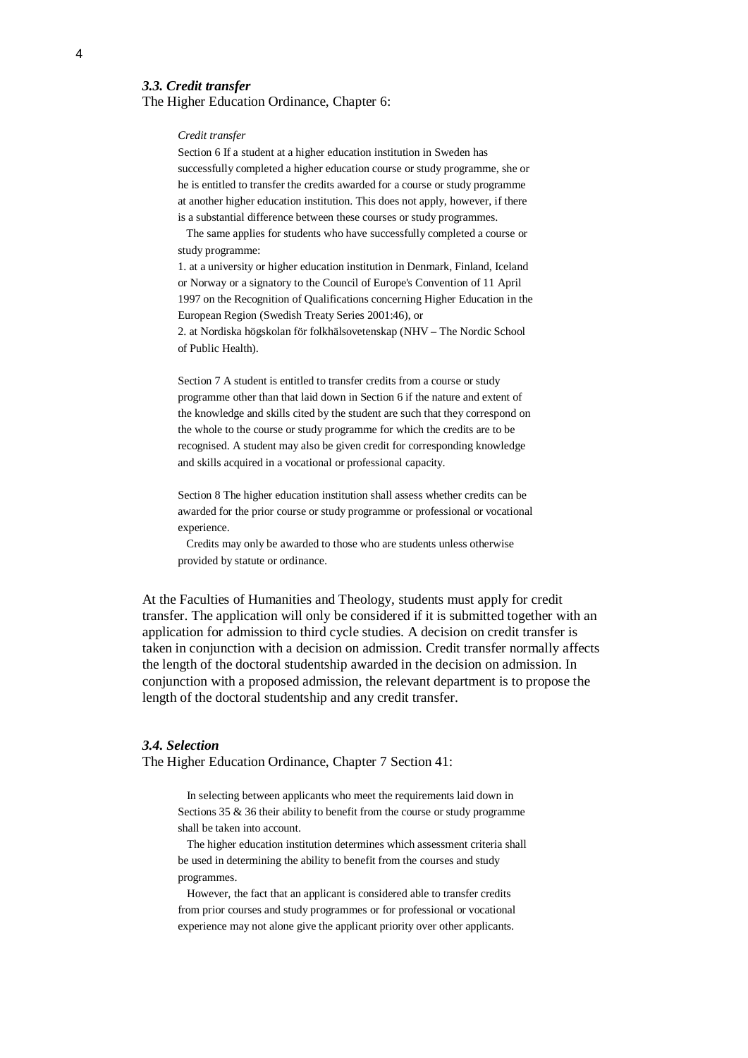### *3.3. Credit transfer*

The Higher Education Ordinance, Chapter 6:

> *Credit transfer*
>
> Section 6 If a student at a higher education institution in Sweden has successfully completed a higher education course or study programme, she or he is entitled to transfer the credits awarded for a course or study programme at another higher education institution. This does not apply, however, if there is a substantial difference between these courses or study programmes.
>
> The same applies for students who have successfully completed a course or study programme:
>
> 1. at a university or higher education institution in Denmark, Finland, Iceland or Norway or a signatory to the Council of Europe's Convention of 11 April 1997 on the Recognition of Qualifications concerning Higher Education in the European Region (Swedish Treaty Series 2001:46), or
> 2. at Nordiska högskolan för folkhälsovetenskap (NHV – The Nordic School of Public Health).
>
> Section 7 A student is entitled to transfer credits from a course or study programme other than that laid down in Section 6 if the nature and extent of the knowledge and skills cited by the student are such that they correspond on the whole to the course or study programme for which the credits are to be recognised. A student may also be given credit for corresponding knowledge and skills acquired in a vocational or professional capacity.
>
> Section 8 The higher education institution shall assess whether credits can be awarded for the prior course or study programme or professional or vocational experience.
>
> Credits may only be awarded to those who are students unless otherwise provided by statute or ordinance.

At the Faculties of Humanities and Theology, students must apply for credit transfer. The application will only be considered if it is submitted together with an application for admission to third cycle studies. A decision on credit transfer is taken in conjunction with a decision on admission. Credit transfer normally affects the length of the doctoral studentship awarded in the decision on admission. In conjunction with a proposed admission, the relevant department is to propose the length of the doctoral studentship and any credit transfer.

### *3.4. Selection*

The Higher Education Ordinance, Chapter 7 Section 41:

> In selecting between applicants who meet the requirements laid down in Sections 35 & 36 their ability to benefit from the course or study programme shall be taken into account.
>
> The higher education institution determines which assessment criteria shall be used in determining the ability to benefit from the courses and study programmes.
>
> However, the fact that an applicant is considered able to transfer credits from prior courses and study programmes or for professional or vocational experience may not alone give the applicant priority over other applicants.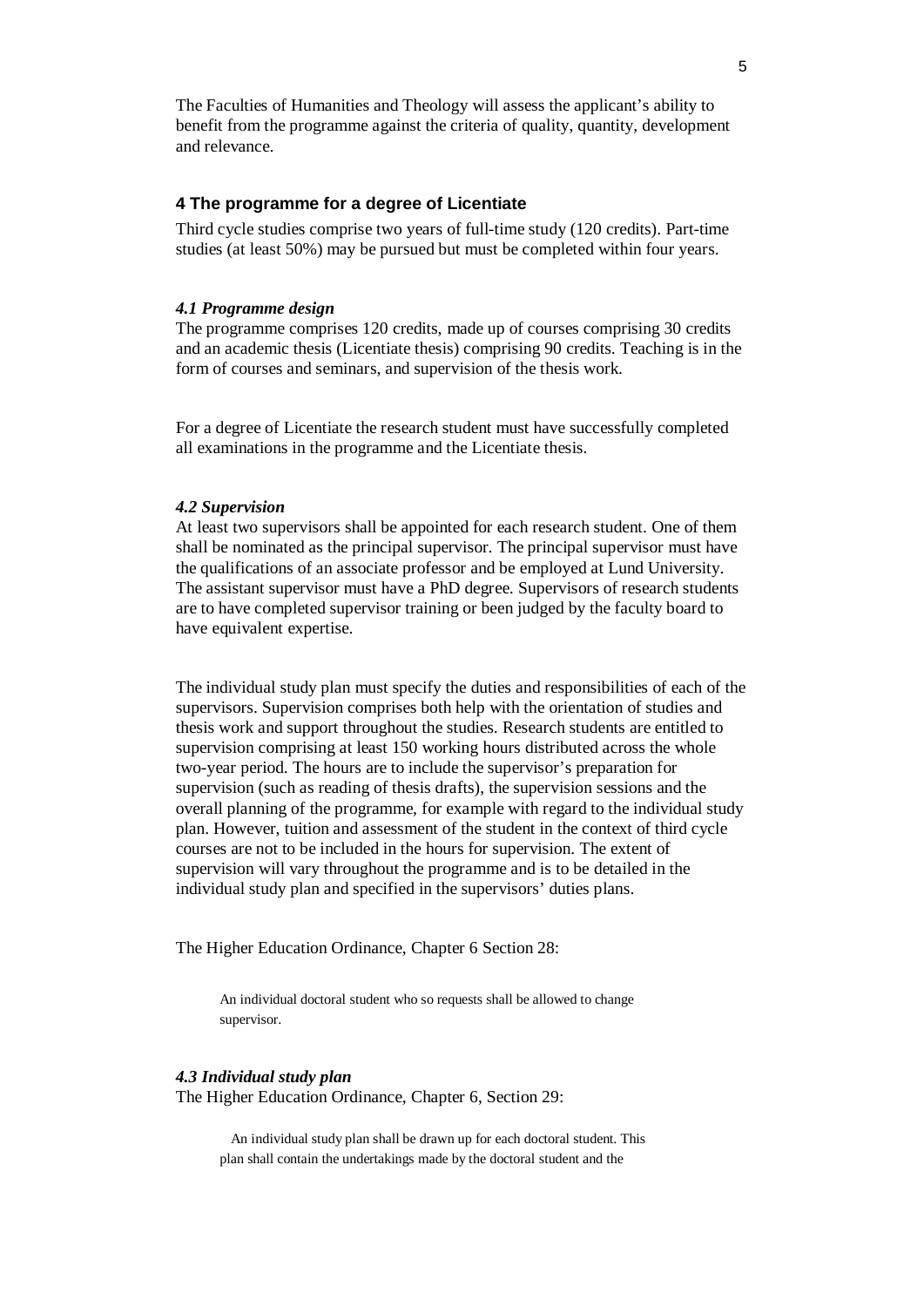The Faculties of Humanities and Theology will assess the applicant's ability to benefit from the programme against the criteria of quality, quantity, development and relevance.

## 4 The programme for a degree of Licentiate

Third cycle studies comprise two years of full-time study (120 credits). Part-time studies (at least 50%) may be pursued but must be completed within four years.

### *4.1 Programme design*

The programme comprises 120 credits, made up of courses comprising 30 credits and an academic thesis (Licentiate thesis) comprising 90 credits. Teaching is in the form of courses and seminars, and supervision of the thesis work.

For a degree of Licentiate the research student must have successfully completed all examinations in the programme and the Licentiate thesis.

### *4.2 Supervision*

At least two supervisors shall be appointed for each research student. One of them shall be nominated as the principal supervisor. The principal supervisor must have the qualifications of an associate professor and be employed at Lund University. The assistant supervisor must have a PhD degree. Supervisors of research students are to have completed supervisor training or been judged by the faculty board to have equivalent expertise.

The individual study plan must specify the duties and responsibilities of each of the supervisors. Supervision comprises both help with the orientation of studies and thesis work and support throughout the studies. Research students are entitled to supervision comprising at least 150 working hours distributed across the whole two-year period. The hours are to include the supervisor's preparation for supervision (such as reading of thesis drafts), the supervision sessions and the overall planning of the programme, for example with regard to the individual study plan. However, tuition and assessment of the student in the context of third cycle courses are not to be included in the hours for supervision. The extent of supervision will vary throughout the programme and is to be detailed in the individual study plan and specified in the supervisors' duties plans.

The Higher Education Ordinance, Chapter 6 Section 28:

> An individual doctoral student who so requests shall be allowed to change supervisor.

### *4.3 Individual study plan*

The Higher Education Ordinance, Chapter 6, Section 29:

> An individual study plan shall be drawn up for each doctoral student. This plan shall contain the undertakings made by the doctoral student and the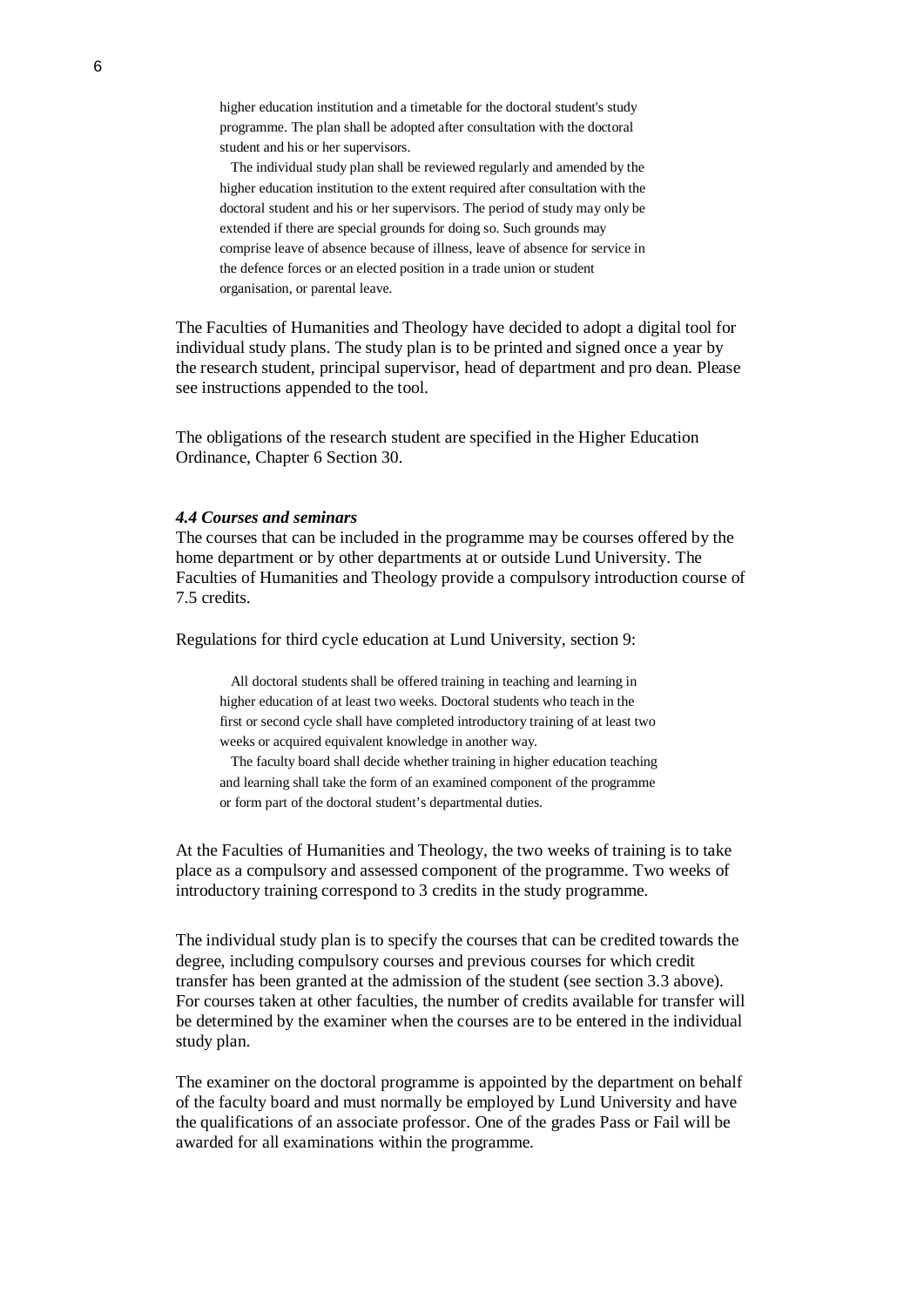> higher education institution and a timetable for the doctoral student's study programme. The plan shall be adopted after consultation with the doctoral student and his or her supervisors.
>
> The individual study plan shall be reviewed regularly and amended by the higher education institution to the extent required after consultation with the doctoral student and his or her supervisors. The period of study may only be extended if there are special grounds for doing so. Such grounds may comprise leave of absence because of illness, leave of absence for service in the defence forces or an elected position in a trade union or student organisation, or parental leave.

The Faculties of Humanities and Theology have decided to adopt a digital tool for individual study plans. The study plan is to be printed and signed once a year by the research student, principal supervisor, head of department and pro dean. Please see instructions appended to the tool.

The obligations of the research student are specified in the Higher Education Ordinance, Chapter 6 Section 30.

#### *4.4 Courses and seminars*

The courses that can be included in the programme may be courses offered by the home department or by other departments at or outside Lund University. The Faculties of Humanities and Theology provide a compulsory introduction course of 7.5 credits.

Regulations for third cycle education at Lund University, section 9:

> All doctoral students shall be offered training in teaching and learning in higher education of at least two weeks. Doctoral students who teach in the first or second cycle shall have completed introductory training of at least two weeks or acquired equivalent knowledge in another way.
>
> The faculty board shall decide whether training in higher education teaching and learning shall take the form of an examined component of the programme or form part of the doctoral student's departmental duties.

At the Faculties of Humanities and Theology, the two weeks of training is to take place as a compulsory and assessed component of the programme. Two weeks of introductory training correspond to 3 credits in the study programme.

The individual study plan is to specify the courses that can be credited towards the degree, including compulsory courses and previous courses for which credit transfer has been granted at the admission of the student (see section 3.3 above). For courses taken at other faculties, the number of credits available for transfer will be determined by the examiner when the courses are to be entered in the individual study plan.

The examiner on the doctoral programme is appointed by the department on behalf of the faculty board and must normally be employed by Lund University and have the qualifications of an associate professor. One of the grades Pass or Fail will be awarded for all examinations within the programme.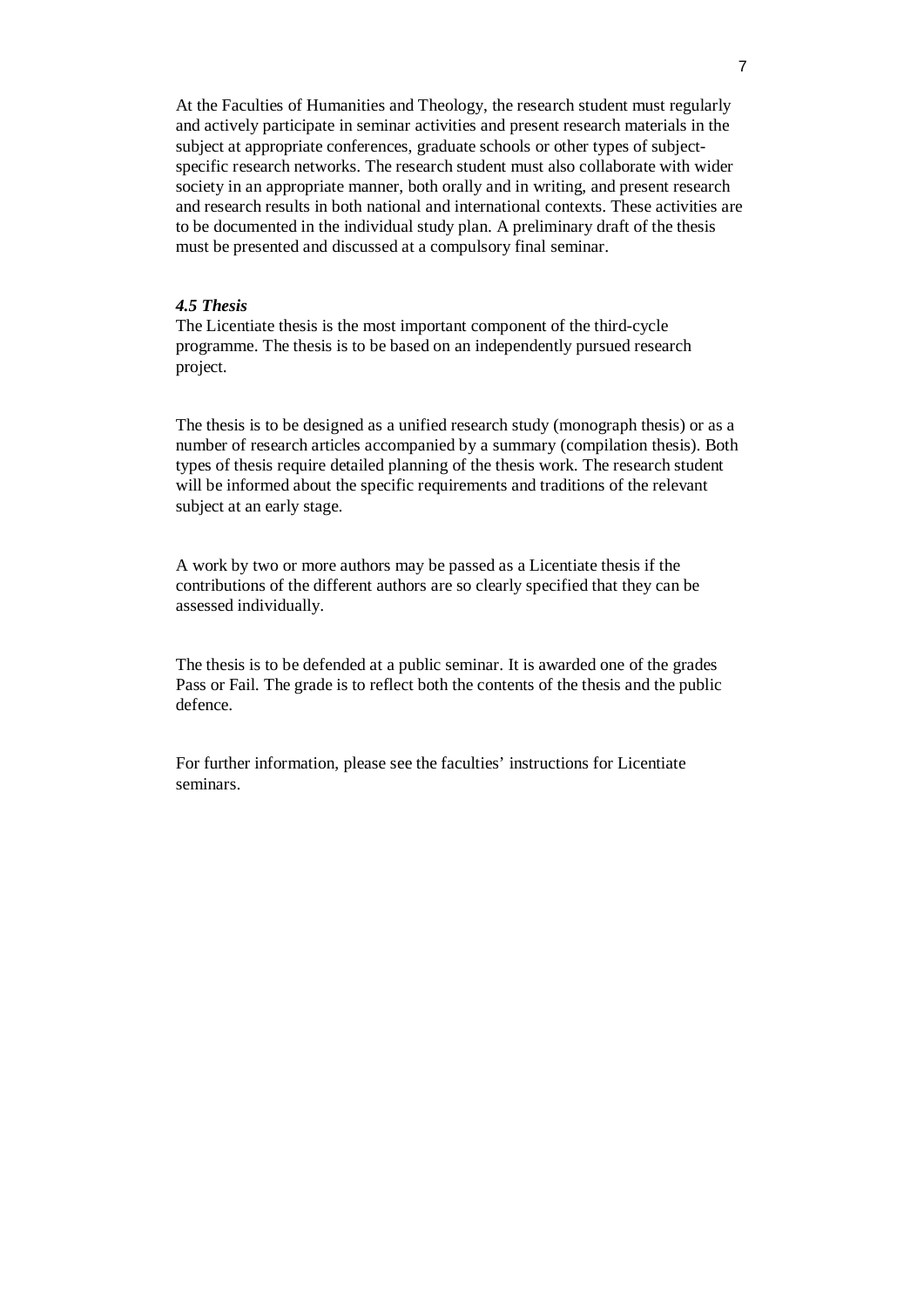At the Faculties of Humanities and Theology, the research student must regularly and actively participate in seminar activities and present research materials in the subject at appropriate conferences, graduate schools or other types of subject-specific research networks. The research student must also collaborate with wider society in an appropriate manner, both orally and in writing, and present research and research results in both national and international contexts. These activities are to be documented in the individual study plan. A preliminary draft of the thesis must be presented and discussed at a compulsory final seminar.

### *4.5 Thesis*

The Licentiate thesis is the most important component of the third-cycle programme. The thesis is to be based on an independently pursued research project.

The thesis is to be designed as a unified research study (monograph thesis) or as a number of research articles accompanied by a summary (compilation thesis). Both types of thesis require detailed planning of the thesis work. The research student will be informed about the specific requirements and traditions of the relevant subject at an early stage.

A work by two or more authors may be passed as a Licentiate thesis if the contributions of the different authors are so clearly specified that they can be assessed individually.

The thesis is to be defended at a public seminar. It is awarded one of the grades Pass or Fail. The grade is to reflect both the contents of the thesis and the public defence.

For further information, please see the faculties' instructions for Licentiate seminars.